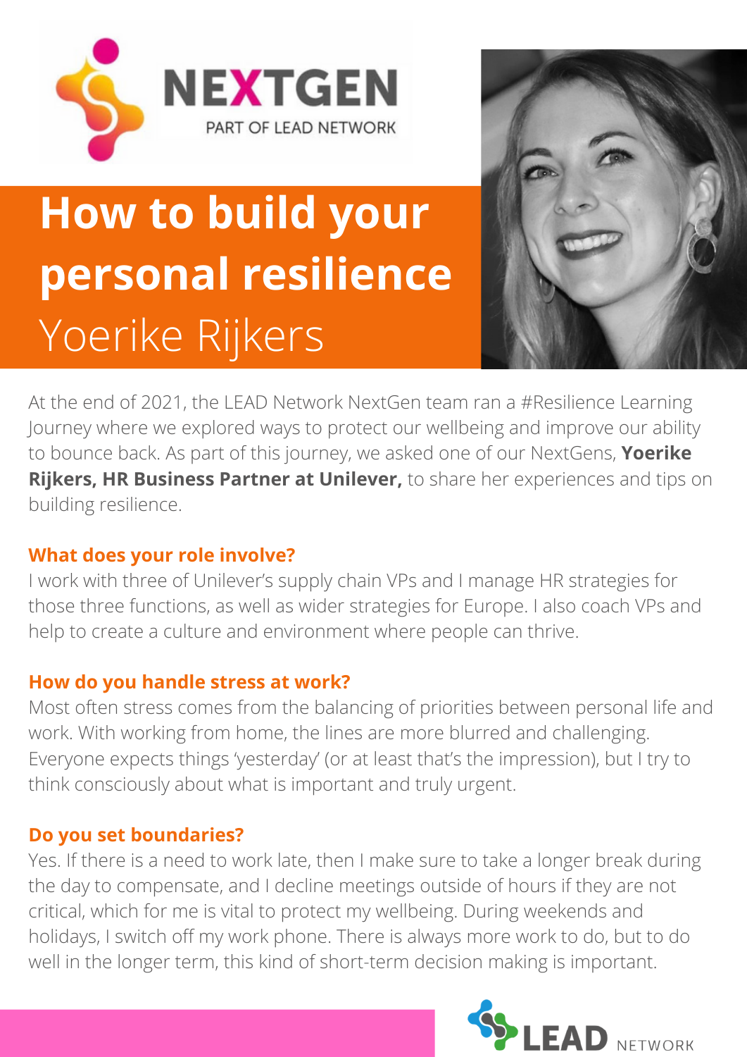NEXTGEN
PART OF LEAD NETWORK

# How to build your personal resilience

## Yoerike Rijkers

At the end of 2021, the LEAD Network NextGen team ran a #Resilience Learning Journey where we explored ways to protect our wellbeing and improve our ability to bounce back. As part of this journey, we asked one of our NextGens, **Yoerike Rijkers, HR Business Partner at Unilever,** to share her experiences and tips on building resilience.

### What does your role involve?

I work with three of Unilever's supply chain VPs and I manage HR strategies for those three functions, as well as wider strategies for Europe. I also coach VPs and help to create a culture and environment where people can thrive.

### How do you handle stress at work?

Most often stress comes from the balancing of priorities between personal life and work. With working from home, the lines are more blurred and challenging. Everyone expects things 'yesterday' (or at least that's the impression), but I try to think consciously about what is important and truly urgent.

### Do you set boundaries?

Yes. If there is a need to work late, then I make sure to take a longer break during the day to compensate, and I decline meetings outside of hours if they are not critical, which for me is vital to protect my wellbeing. During weekends and holidays, I switch off my work phone. There is always more work to do, but to do well in the longer term, this kind of short-term decision making is important.

LEAD NETWORK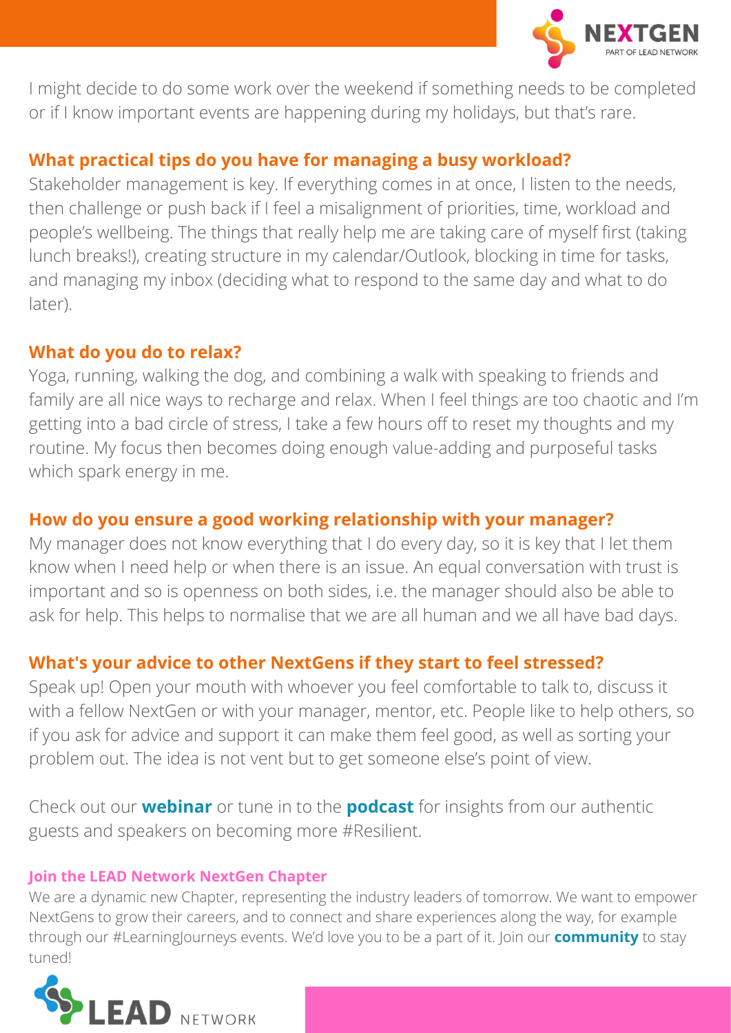I might decide to do some work over the weekend if something needs to be completed or if I know important events are happening during my holidays, but that's rare.

### What practical tips do you have for managing a busy workload?

Stakeholder management is key. If everything comes in at once, I listen to the needs, then challenge or push back if I feel a misalignment of priorities, time, workload and people's wellbeing. The things that really help me are taking care of myself first (taking lunch breaks!), creating structure in my calendar/Outlook, blocking in time for tasks, and managing my inbox (deciding what to respond to the same day and what to do later).

### What do you do to relax?

Yoga, running, walking the dog, and combining a walk with speaking to friends and family are all nice ways to recharge and relax. When I feel things are too chaotic and I'm getting into a bad circle of stress, I take a few hours off to reset my thoughts and my routine. My focus then becomes doing enough value-adding and purposeful tasks which spark energy in me.

### How do you ensure a good working relationship with your manager?

My manager does not know everything that I do every day, so it is key that I let them know when I need help or when there is an issue. An equal conversation with trust is important and so is openness on both sides, i.e. the manager should also be able to ask for help. This helps to normalise that we are all human and we all have bad days.

### What's your advice to other NextGens if they start to feel stressed?

Speak up! Open your mouth with whoever you feel comfortable to talk to, discuss it with a fellow NextGen or with your manager, mentor, etc. People like to help others, so if you ask for advice and support it can make them feel good, as well as sorting your problem out. The idea is not vent but to get someone else's point of view.

Check out our **webinar** or tune in to the **podcast** for insights from our authentic guests and speakers on becoming more #Resilient.

#### Join the LEAD Network NextGen Chapter

We are a dynamic new Chapter, representing the industry leaders of tomorrow. We want to empower NextGens to grow their careers, and to connect and share experiences along the way, for example through our #LearningJourneys events. We'd love you to be a part of it. Join our **community** to stay tuned!